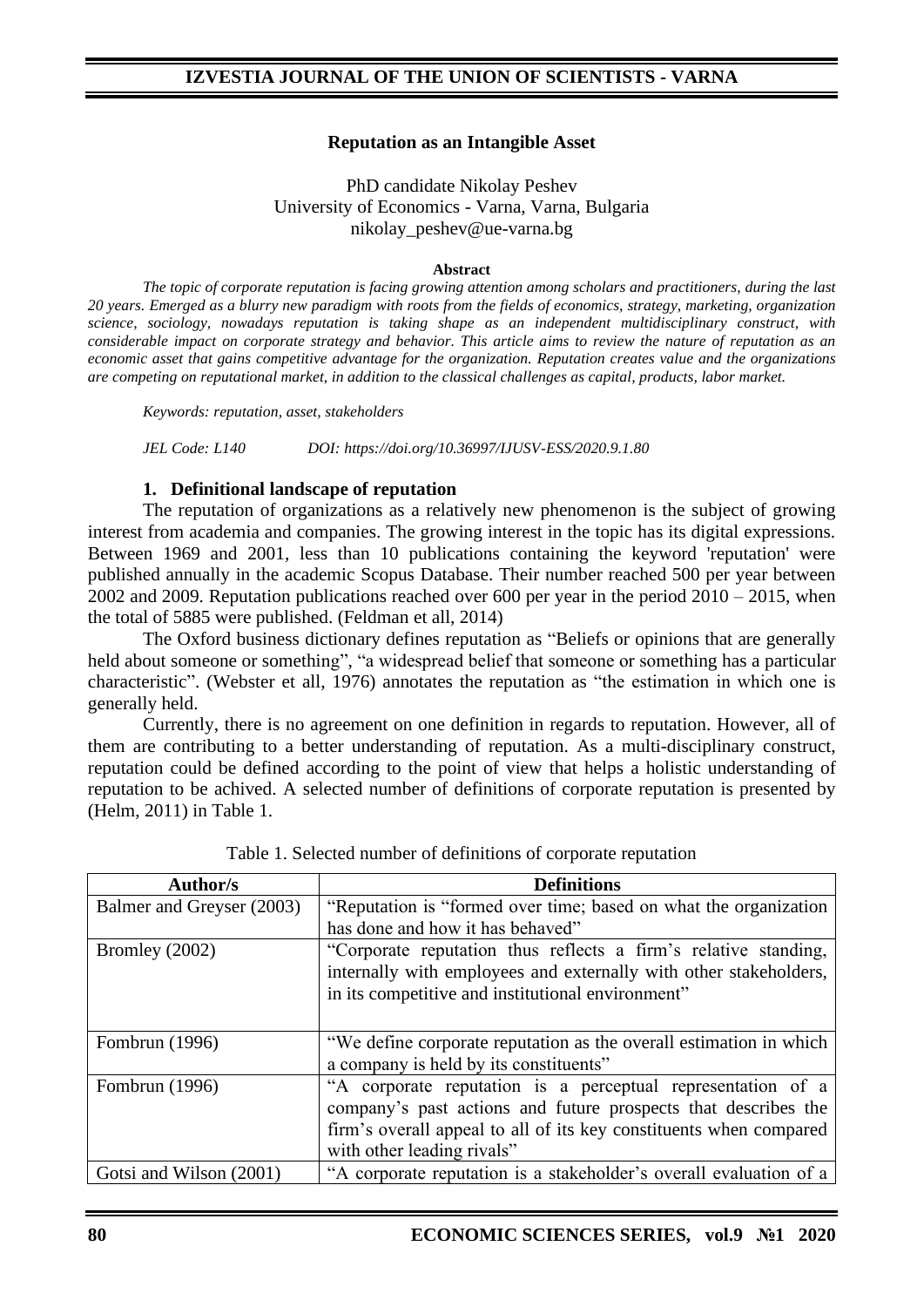## Reputation as an Intangible Asset

PhD candidate Nikolay Peshev
University of Economics - Varna, Varna, Bulgaria
nikolay_peshev@ue-varna.bg

**Abstract**

*The topic of corporate reputation is facing growing attention among scholars and practitioners, during the last 20 years. Emerged as a blurry new paradigm with roots from the fields of economics, strategy, marketing, organization science, sociology, nowadays reputation is taking shape as an independent multidisciplinary construct, with considerable impact on corporate strategy and behavior. This article aims to review the nature of reputation as an economic asset that gains competitive advantage for the organization. Reputation creates value and the organizations are competing on reputational market, in addition to the classical challenges as capital, products, labor market.*

*Keywords: reputation, asset, stakeholders*

*JEL Code: L140* *DOI: https://doi.org/10.36997/IJUSV-ESS/2020.9.1.80*

### 1. Definitional landscape of reputation

The reputation of organizations as a relatively new phenomenon is the subject of growing interest from academia and companies. The growing interest in the topic has its digital expressions. Between 1969 and 2001, less than 10 publications containing the keyword 'reputation' were published annually in the academic Scopus Database. Their number reached 500 per year between 2002 and 2009. Reputation publications reached over 600 per year in the period 2010 – 2015, when the total of 5885 were published. (Feldman et all, 2014)

The Oxford business dictionary defines reputation as "Beliefs or opinions that are generally held about someone or something", "a widespread belief that someone or something has a particular characteristic". (Webster et all, 1976) annotates the reputation as "the estimation in which one is generally held.

Currently, there is no agreement on one definition in regards to reputation. However, all of them are contributing to a better understanding of reputation. As a multi-disciplinary construct, reputation could be defined according to the point of view that helps a holistic understanding of reputation to be achived. A selected number of definitions of corporate reputation is presented by (Helm, 2011) in Table 1.

Table 1. Selected number of definitions of corporate reputation

| Author/s | Definitions |
|---|---|
| Balmer and Greyser (2003) | "Reputation is "formed over time; based on what the organization has done and how it has behaved" |
| Bromley (2002) | "Corporate reputation thus reflects a firm's relative standing, internally with employees and externally with other stakeholders, in its competitive and institutional environment" |
| Fombrun (1996) | "We define corporate reputation as the overall estimation in which a company is held by its constituents" |
| Fombrun (1996) | "A corporate reputation is a perceptual representation of a company's past actions and future prospects that describes the firm's overall appeal to all of its key constituents when compared with other leading rivals" |
| Gotsi and Wilson (2001) | "A corporate reputation is a stakeholder's overall evaluation of a |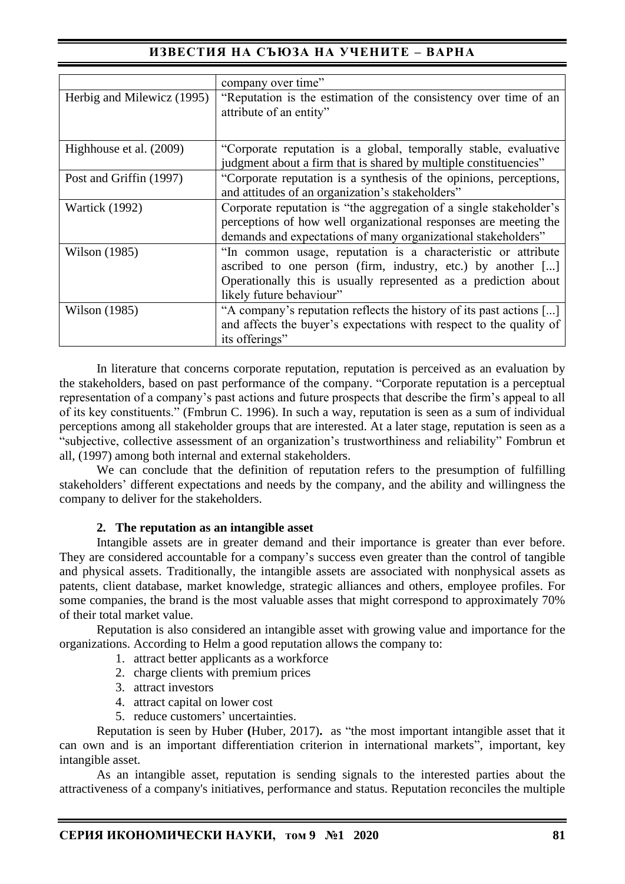| | |
|---|---|
| | company over time” |
| Herbig and Milewicz (1995) | “Reputation is the estimation of the consistency over time of an attribute of an entity” |
| Highhouse et al. (2009) | “Corporate reputation is a global, temporally stable, evaluative judgment about a firm that is shared by multiple constituencies” |
| Post and Griffin (1997) | “Corporate reputation is a synthesis of the opinions, perceptions, and attitudes of an organization’s stakeholders” |
| Wartick (1992) | Corporate reputation is “the aggregation of a single stakeholder’s perceptions of how well organizational responses are meeting the demands and expectations of many organizational stakeholders” |
| Wilson (1985) | “In common usage, reputation is a characteristic or attribute ascribed to one person (firm, industry, etc.) by another [...] Operationally this is usually represented as a prediction about likely future behaviour” |
| Wilson (1985) | “A company’s reputation reflects the history of its past actions [...] and affects the buyer’s expectations with respect to the quality of its offerings” |

In literature that concerns corporate reputation, reputation is perceived as an evaluation by the stakeholders, based on past performance of the company. “Corporate reputation is a perceptual representation of a company’s past actions and future prospects that describe the firm’s appeal to all of its key constituents.” (Fmbrun C. 1996). In such a way, reputation is seen as a sum of individual perceptions among all stakeholder groups that are interested. At a later stage, reputation is seen as a “subjective, collective assessment of an organization’s trustworthiness and reliability” Fombrun et all, (1997) among both internal and external stakeholders.

We can conclude that the definition of reputation refers to the presumption of fulfilling stakeholders’ different expectations and needs by the company, and the ability and willingness the company to deliver for the stakeholders.

## 2. The reputation as an intangible asset

Intangible assets are in greater demand and their importance is greater than ever before. They are considered accountable for a company’s success even greater than the control of tangible and physical assets. Traditionally, the intangible assets are associated with nonphysical assets as patents, client database, market knowledge, strategic alliances and others, employee profiles. For some companies, the brand is the most valuable asses that might correspond to approximately 70% of their total market value.

Reputation is also considered an intangible asset with growing value and importance for the organizations. According to Helm a good reputation allows the company to:

1. attract better applicants as a workforce
2. charge clients with premium prices
3. attract investors
4. attract capital on lower cost
5. reduce customers’ uncertainties.

Reputation is seen by Huber **(**Huber, 2017)**.** as “the most important intangible asset that it can own and is an important differentiation criterion in international markets”, important, key intangible asset.

As an intangible asset, reputation is sending signals to the interested parties about the attractiveness of a company's initiatives, performance and status. Reputation reconciles the multiple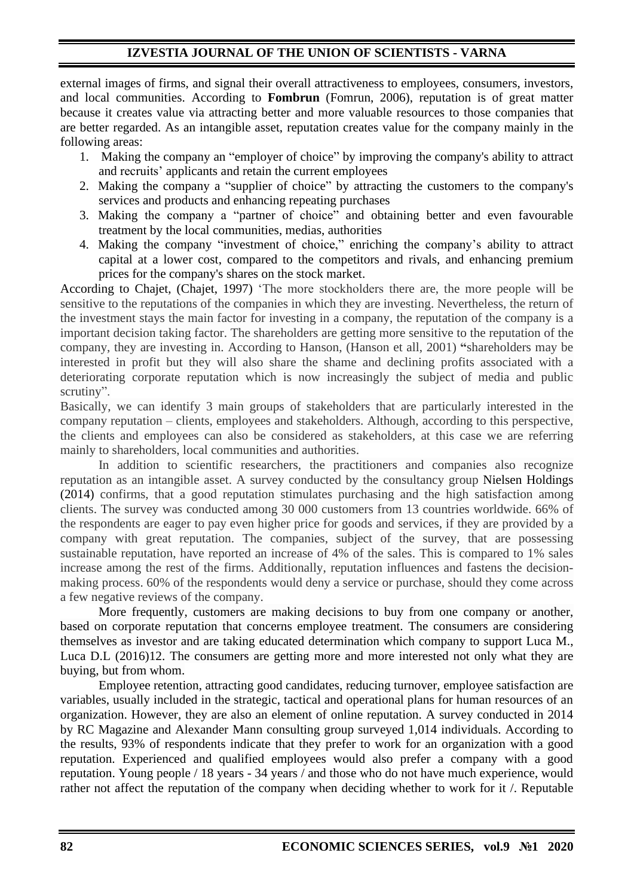external images of firms, and signal their overall attractiveness to employees, consumers, investors, and local communities. According to **Fombrun** (Fomrun, 2006), reputation is of great matter because it creates value via attracting better and more valuable resources to those companies that are better regarded. As an intangible asset, reputation creates value for the company mainly in the following areas:

1. Making the company an "employer of choice" by improving the company's ability to attract and recruits' applicants and retain the current employees
2. Making the company a "supplier of choice" by attracting the customers to the company's services and products and enhancing repeating purchases
3. Making the company a "partner of choice" and obtaining better and even favourable treatment by the local communities, medias, authorities
4. Making the company "investment of choice," enriching the company's ability to attract capital at a lower cost, compared to the competitors and rivals, and enhancing premium prices for the company's shares on the stock market.

According to Chajet, (Chajet, 1997) 'The more stockholders there are, the more people will be sensitive to the reputations of the companies in which they are investing. Nevertheless, the return of the investment stays the main factor for investing in a company, the reputation of the company is a important decision taking factor. The shareholders are getting more sensitive to the reputation of the company, they are investing in. According to Hanson, (Hanson et all, 2001) "shareholders may be interested in profit but they will also share the shame and declining profits associated with a deteriorating corporate reputation which is now increasingly the subject of media and public scrutiny".

Basically, we can identify 3 main groups of stakeholders that are particularly interested in the company reputation – clients, employees and stakeholders. Although, according to this perspective, the clients and employees can also be considered as stakeholders, at this case we are referring mainly to shareholders, local communities and authorities.

In addition to scientific researchers, the practitioners and companies also recognize reputation as an intangible asset. A survey conducted by the consultancy group Nielsen Holdings (2014) confirms, that a good reputation stimulates purchasing and the high satisfaction among clients. The survey was conducted among 30 000 customers from 13 countries worldwide. 66% of the respondents are eager to pay even higher price for goods and services, if they are provided by a company with great reputation. The companies, subject of the survey, that are possessing sustainable reputation, have reported an increase of 4% of the sales. This is compared to 1% sales increase among the rest of the firms. Additionally, reputation influences and fastens the decision-making process. 60% of the respondents would deny a service or purchase, should they come across a few negative reviews of the company.

More frequently, customers are making decisions to buy from one company or another, based on corporate reputation that concerns employee treatment. The consumers are considering themselves as investor and are taking educated determination which company to support Luca M., Luca D.L (2016)12. The consumers are getting more and more interested not only what they are buying, but from whom.

Employee retention, attracting good candidates, reducing turnover, employee satisfaction are variables, usually included in the strategic, tactical and operational plans for human resources of an organization. However, they are also an element of online reputation. A survey conducted in 2014 by RC Magazine and Alexander Mann consulting group surveyed 1,014 individuals. According to the results, 93% of respondents indicate that they prefer to work for an organization with a good reputation. Experienced and qualified employees would also prefer a company with a good reputation. Young people / 18 years - 34 years / and those who do not have much experience, would rather not affect the reputation of the company when deciding whether to work for it /. Reputable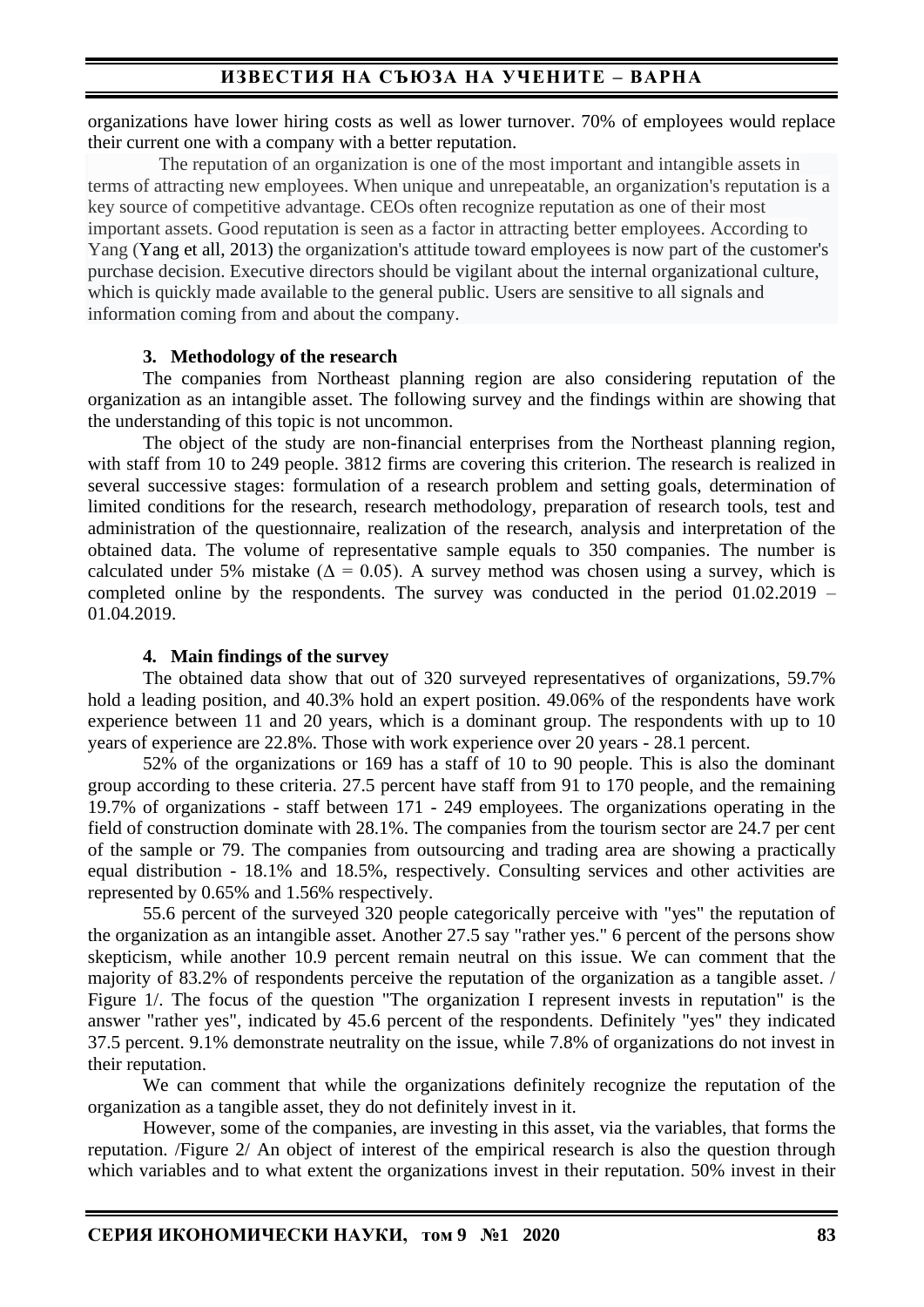organizations have lower hiring costs as well as lower turnover. 70% of employees would replace their current one with a company with a better reputation.

The reputation of an organization is one of the most important and intangible assets in terms of attracting new employees. When unique and unrepeatable, an organization's reputation is a key source of competitive advantage. CEOs often recognize reputation as one of their most important assets. Good reputation is seen as a factor in attracting better employees. According to Yang (Yang et all, 2013) the organization's attitude toward employees is now part of the customer's purchase decision. Executive directors should be vigilant about the internal organizational culture, which is quickly made available to the general public. Users are sensitive to all signals and information coming from and about the company.

### 3. Methodology of the research

The companies from Northeast planning region are also considering reputation of the organization as an intangible asset. The following survey and the findings within are showing that the understanding of this topic is not uncommon.

The object of the study are non-financial enterprises from the Northeast planning region, with staff from 10 to 249 people. 3812 firms are covering this criterion. The research is realized in several successive stages: formulation of a research problem and setting goals, determination of limited conditions for the research, research methodology, preparation of research tools, test and administration of the questionnaire, realization of the research, analysis and interpretation of the obtained data. The volume of representative sample equals to 350 companies. The number is calculated under 5% mistake ($\Delta = 0.05$). A survey method was chosen using a survey, which is completed online by the respondents. The survey was conducted in the period 01.02.2019 – 01.04.2019.

### 4. Main findings of the survey

The obtained data show that out of 320 surveyed representatives of organizations, 59.7% hold a leading position, and 40.3% hold an expert position. 49.06% of the respondents have work experience between 11 and 20 years, which is a dominant group. The respondents with up to 10 years of experience are 22.8%. Those with work experience over 20 years - 28.1 percent.

52% of the organizations or 169 has a staff of 10 to 90 people. This is also the dominant group according to these criteria. 27.5 percent have staff from 91 to 170 people, and the remaining 19.7% of organizations - staff between 171 - 249 employees. The organizations operating in the field of construction dominate with 28.1%. The companies from the tourism sector are 24.7 per cent of the sample or 79. The companies from outsourcing and trading area are showing a practically equal distribution - 18.1% and 18.5%, respectively. Consulting services and other activities are represented by 0.65% and 1.56% respectively.

55.6 percent of the surveyed 320 people categorically perceive with "yes" the reputation of the organization as an intangible asset. Another 27.5 say "rather yes." 6 percent of the persons show skepticism, while another 10.9 percent remain neutral on this issue. We can comment that the majority of 83.2% of respondents perceive the reputation of the organization as a tangible asset. / Figure 1/. The focus of the question "The organization I represent invests in reputation" is the answer "rather yes", indicated by 45.6 percent of the respondents. Definitely "yes" they indicated 37.5 percent. 9.1% demonstrate neutrality on the issue, while 7.8% of organizations do not invest in their reputation.

We can comment that while the organizations definitely recognize the reputation of the organization as a tangible asset, they do not definitely invest in it.

However, some of the companies, are investing in this asset, via the variables, that forms the reputation. /Figure 2/ An object of interest of the empirical research is also the question through which variables and to what extent the organizations invest in their reputation. 50% invest in their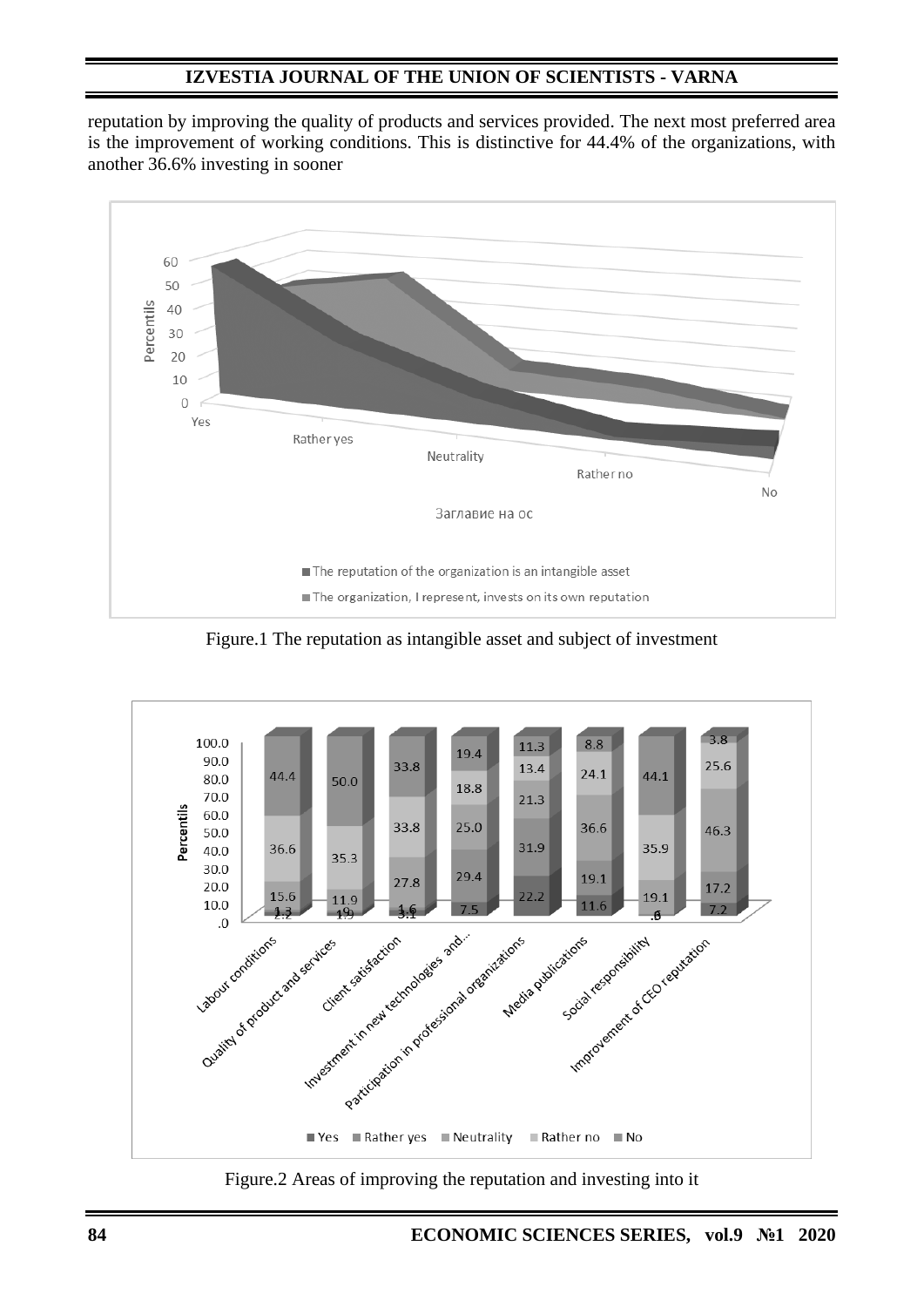reputation by improving the quality of products and services provided. The next most preferred area is the improvement of working conditions. This is distinctive for 44.4% of the organizations, with another 36.6% investing in sooner

Figure.1 The reputation as intangible asset and subject of investment

Figure.2 Areas of improving the reputation and investing into it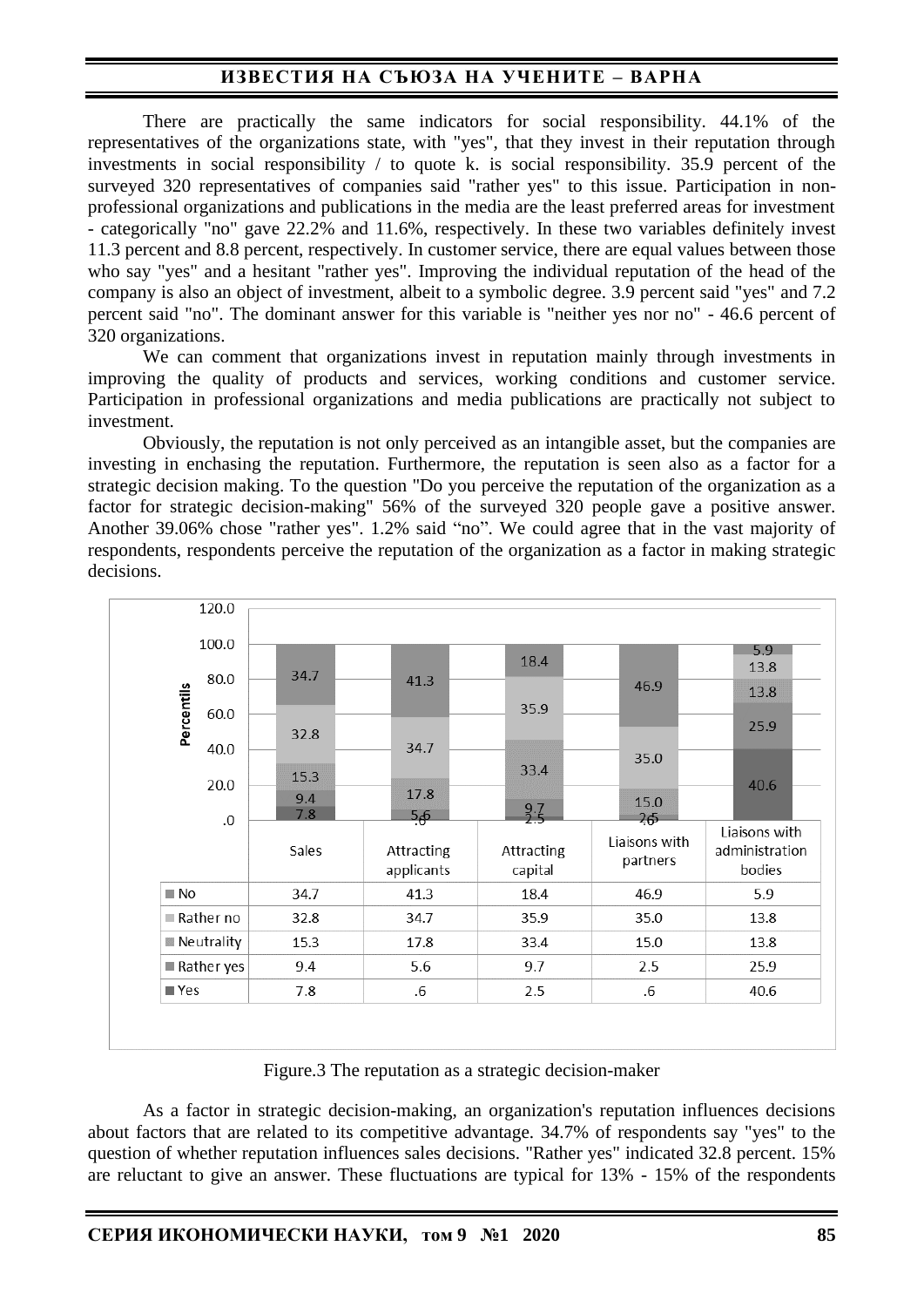There are practically the same indicators for social responsibility. 44.1% of the representatives of the organizations state, with "yes", that they invest in their reputation through investments in social responsibility / to quote k. is social responsibility. 35.9 percent of the surveyed 320 representatives of companies said "rather yes" to this issue. Participation in non-professional organizations and publications in the media are the least preferred areas for investment - categorically "no" gave 22.2% and 11.6%, respectively. In these two variables definitely invest 11.3 percent and 8.8 percent, respectively. In customer service, there are equal values between those who say "yes" and a hesitant "rather yes". Improving the individual reputation of the head of the company is also an object of investment, albeit to a symbolic degree. 3.9 percent said "yes" and 7.2 percent said "no". The dominant answer for this variable is "neither yes nor no" - 46.6 percent of 320 organizations.

We can comment that organizations invest in reputation mainly through investments in improving the quality of products and services, working conditions and customer service. Participation in professional organizations and media publications are practically not subject to investment.

Obviously, the reputation is not only perceived as an intangible asset, but the companies are investing in enchasing the reputation. Furthermore, the reputation is seen also as a factor for a strategic decision making. To the question "Do you perceive the reputation of the organization as a factor for strategic decision-making" 56% of the surveyed 320 people gave a positive answer. Another 39.06% chose "rather yes". 1.2% said "no". We could agree that in the vast majority of respondents, respondents perceive the reputation of the organization as a factor in making strategic decisions.

| | Sales | Attracting applicants | Attracting capital | Liaisons with partners | Liaisons with administration bodies |
|---|---|---|---|---|---|
| No | 34.7 | 41.3 | 18.4 | 46.9 | 5.9 |
| Rather no | 32.8 | 34.7 | 35.9 | 35.0 | 13.8 |
| Neutrality | 15.3 | 17.8 | 33.4 | 15.0 | 13.8 |
| Rather yes | 9.4 | 5.6 | 9.7 | 2.5 | 25.9 |
| Yes | 7.8 | .6 | 2.5 | .6 | 40.6 |

Figure.3 The reputation as a strategic decision-maker

As a factor in strategic decision-making, an organization's reputation influences decisions about factors that are related to its competitive advantage. 34.7% of respondents say "yes" to the question of whether reputation influences sales decisions. "Rather yes" indicated 32.8 percent. 15% are reluctant to give an answer. These fluctuations are typical for 13% - 15% of the respondents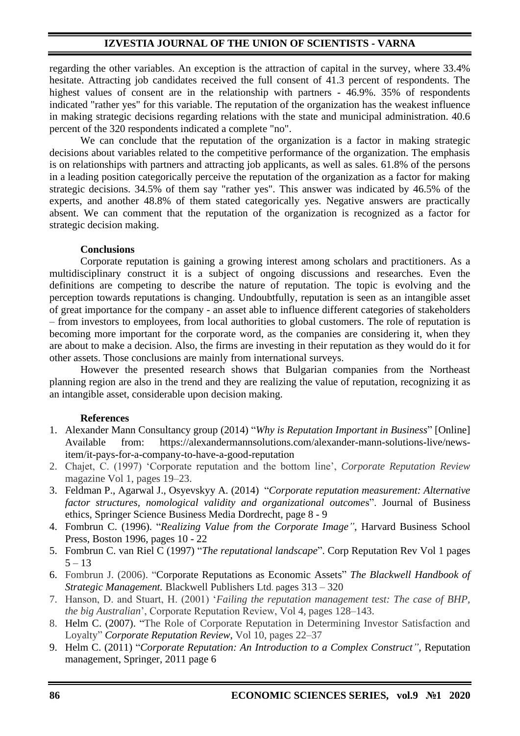regarding the other variables. An exception is the attraction of capital in the survey, where 33.4% hesitate. Attracting job candidates received the full consent of 41.3 percent of respondents. The highest values of consent are in the relationship with partners - 46.9%. 35% of respondents indicated "rather yes" for this variable. The reputation of the organization has the weakest influence in making strategic decisions regarding relations with the state and municipal administration. 40.6 percent of the 320 respondents indicated a complete "no".

We can conclude that the reputation of the organization is a factor in making strategic decisions about variables related to the competitive performance of the organization. The emphasis is on relationships with partners and attracting job applicants, as well as sales. 61.8% of the persons in a leading position categorically perceive the reputation of the organization as a factor for making strategic decisions. 34.5% of them say "rather yes". This answer was indicated by 46.5% of the experts, and another 48.8% of them stated categorically yes. Negative answers are practically absent. We can comment that the reputation of the organization is recognized as a factor for strategic decision making.

**Conclusions**

Corporate reputation is gaining a growing interest among scholars and practitioners. As a multidisciplinary construct it is a subject of ongoing discussions and researches. Even the definitions are competing to describe the nature of reputation. The topic is evolving and the perception towards reputations is changing. Undoubtfully, reputation is seen as an intangible asset of great importance for the company - an asset able to influence different categories of stakeholders – from investors to employees, from local authorities to global customers. The role of reputation is becoming more important for the corporate word, as the companies are considering it, when they are about to make a decision. Also, the firms are investing in their reputation as they would do it for other assets. Those conclusions are mainly from international surveys.

However the presented research shows that Bulgarian companies from the Northeast planning region are also in the trend and they are realizing the value of reputation, recognizing it as an intangible asset, considerable upon decision making.

**References**

1. Alexander Mann Consultancy group (2014) "*Why is Reputation Important in Business*" [Online] Available from: https://alexandermannsolutions.com/alexander-mann-solutions-live/news-item/it-pays-for-a-company-to-have-a-good-reputation
2. Chajet, C. (1997) 'Corporate reputation and the bottom line', *Corporate Reputation Review* magazine Vol 1, pages 19–23.
3. Feldman P., Agarwal J., Osyevskyy A. (2014) "*Corporate reputation measurement: Alternative factor structures, nomological validity and organizational outcome*s". Journal of Business ethics, Springer Science Business Media Dordrecht, page 8 - 9
4. Fombrun C. (1996). "*Realizing Value from the Corporate Image"*, Harvard Business School Press, Boston 1996, pages 10 - 22
5. Fombrun C. van Riel C (1997) "*The reputational landscape*". Corp Reputation Rev Vol 1 pages 5 – 13
6. Fombrun J. (2006). "Corporate Reputations as Economic Assets" *The Blackwell Handbook of Strategic Management.* Blackwell Publishers Ltd. pages 313 – 320
7. Hanson, D. and Stuart, H. (2001) '*Failing the reputation management test: The case of BHP, the big Australian*', Corporate Reputation Review, Vol 4, pages 128–143.
8. Helm C. (2007). "The Role of Corporate Reputation in Determining Investor Satisfaction and Loyalty" *Corporate Reputation Review*, Vol 10, pages 22–37
9. Helm C. (2011) "*Corporate Reputation: An Introduction to a Complex Construct"*, Reputation management, Springer, 2011 page 6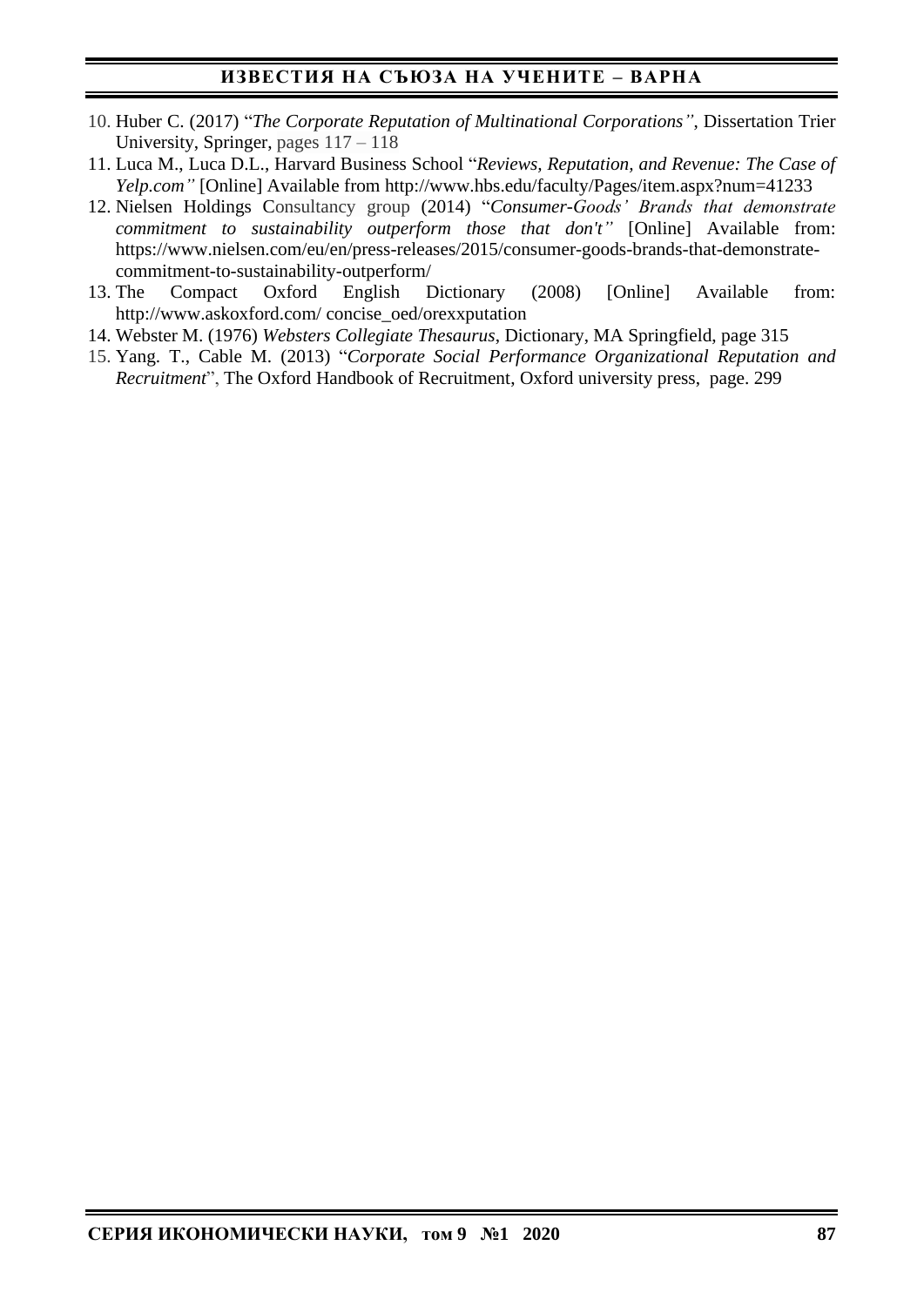10. Huber C. (2017) "*The Corporate Reputation of Multinational Corporations"*, Dissertation Trier University, Springer, pages 117 – 118
11. Luca M., Luca D.L., Harvard Business School "*Reviews, Reputation, and Revenue: The Case of Yelp.com"* [Online] Available from http://www.hbs.edu/faculty/Pages/item.aspx?num=41233
12. Nielsen Holdings Consultancy group (2014) "*Consumer-Goods' Brands that demonstrate commitment to sustainability outperform those that don't"* [Online] Available from: https://www.nielsen.com/eu/en/press-releases/2015/consumer-goods-brands-that-demonstrate-commitment-to-sustainability-outperform/
13. The Compact Oxford English Dictionary (2008) [Online] Available from: http://www.askoxford.com/ concise_oed/orexxputation
14. Webster M. (1976) *Websters Collegiate Thesaurus*, Dictionary, MA Springfield, page 315
15. Yang. T., Cable M. (2013) "*Corporate Social Performance Organizational Reputation and Recruitment*", The Oxford Handbook of Recruitment, Oxford university press, page. 299